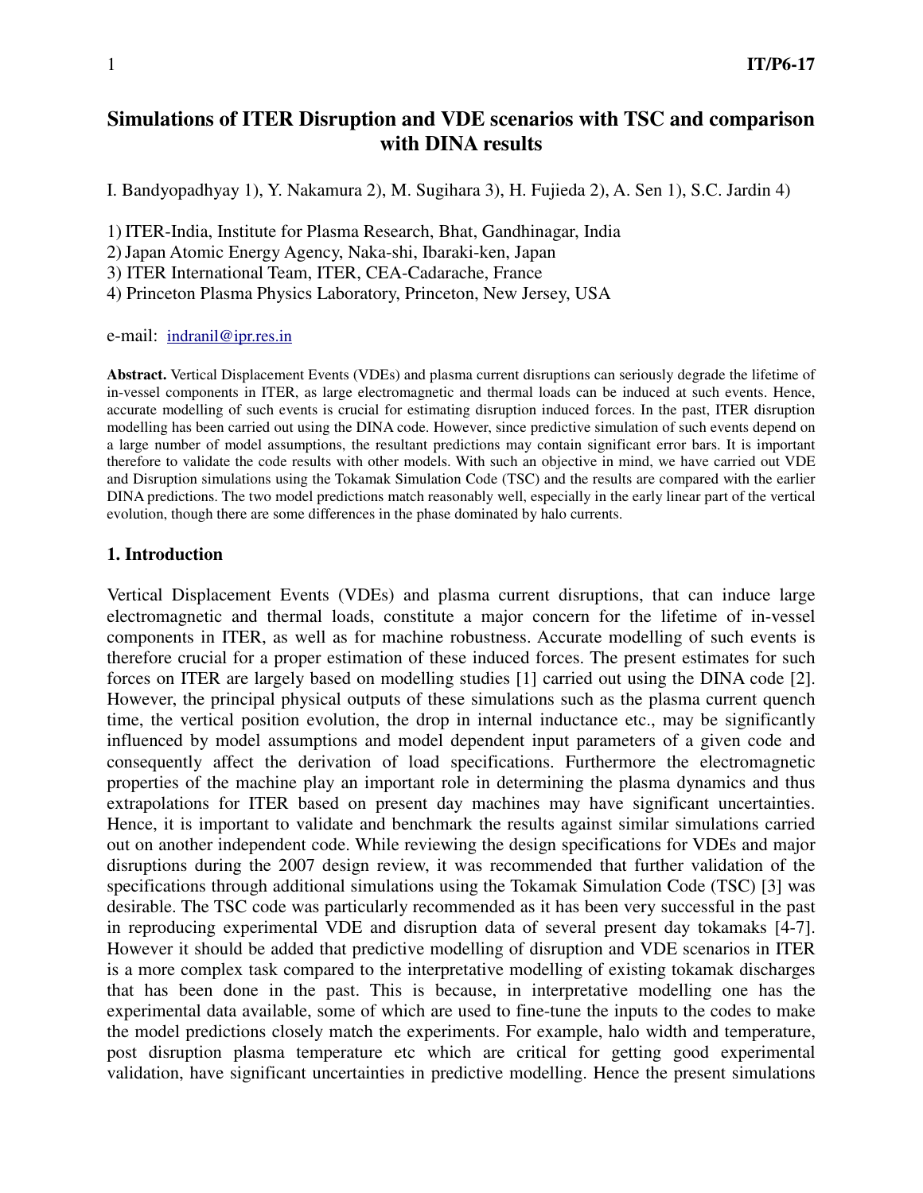# Simulations of ITER Disruption and VDE scenarios with TSC and comparison with DINA results

I. Bandyopadhyay 1), Y. Nakamura 2), M. Sugihara 3), H. Fujieda 2), A. Sen 1), S.C. Jardin 4)

1) ITER-India, Institute for Plasma Research, Bhat, Gandhinagar, India
2) Japan Atomic Energy Agency, Naka-shi, Ibaraki-ken, Japan
3) ITER International Team, ITER, CEA-Cadarache, France
4) Princeton Plasma Physics Laboratory, Princeton, New Jersey, USA

e-mail: indranil@ipr.res.in

**Abstract.** Vertical Displacement Events (VDEs) and plasma current disruptions can seriously degrade the lifetime of in-vessel components in ITER, as large electromagnetic and thermal loads can be induced at such events. Hence, accurate modelling of such events is crucial for estimating disruption induced forces. In the past, ITER disruption modelling has been carried out using the DINA code. However, since predictive simulation of such events depend on a large number of model assumptions, the resultant predictions may contain significant error bars. It is important therefore to validate the code results with other models. With such an objective in mind, we have carried out VDE and Disruption simulations using the Tokamak Simulation Code (TSC) and the results are compared with the earlier DINA predictions. The two model predictions match reasonably well, especially in the early linear part of the vertical evolution, though there are some differences in the phase dominated by halo currents.

## 1. Introduction

Vertical Displacement Events (VDEs) and plasma current disruptions, that can induce large electromagnetic and thermal loads, constitute a major concern for the lifetime of in-vessel components in ITER, as well as for machine robustness. Accurate modelling of such events is therefore crucial for a proper estimation of these induced forces. The present estimates for such forces on ITER are largely based on modelling studies [1] carried out using the DINA code [2]. However, the principal physical outputs of these simulations such as the plasma current quench time, the vertical position evolution, the drop in internal inductance etc., may be significantly influenced by model assumptions and model dependent input parameters of a given code and consequently affect the derivation of load specifications. Furthermore the electromagnetic properties of the machine play an important role in determining the plasma dynamics and thus extrapolations for ITER based on present day machines may have significant uncertainties. Hence, it is important to validate and benchmark the results against similar simulations carried out on another independent code. While reviewing the design specifications for VDEs and major disruptions during the 2007 design review, it was recommended that further validation of the specifications through additional simulations using the Tokamak Simulation Code (TSC) [3] was desirable. The TSC code was particularly recommended as it has been very successful in the past in reproducing experimental VDE and disruption data of several present day tokamaks [4-7]. However it should be added that predictive modelling of disruption and VDE scenarios in ITER is a more complex task compared to the interpretative modelling of existing tokamak discharges that has been done in the past. This is because, in interpretative modelling one has the experimental data available, some of which are used to fine-tune the inputs to the codes to make the model predictions closely match the experiments. For example, halo width and temperature, post disruption plasma temperature etc which are critical for getting good experimental validation, have significant uncertainties in predictive modelling. Hence the present simulations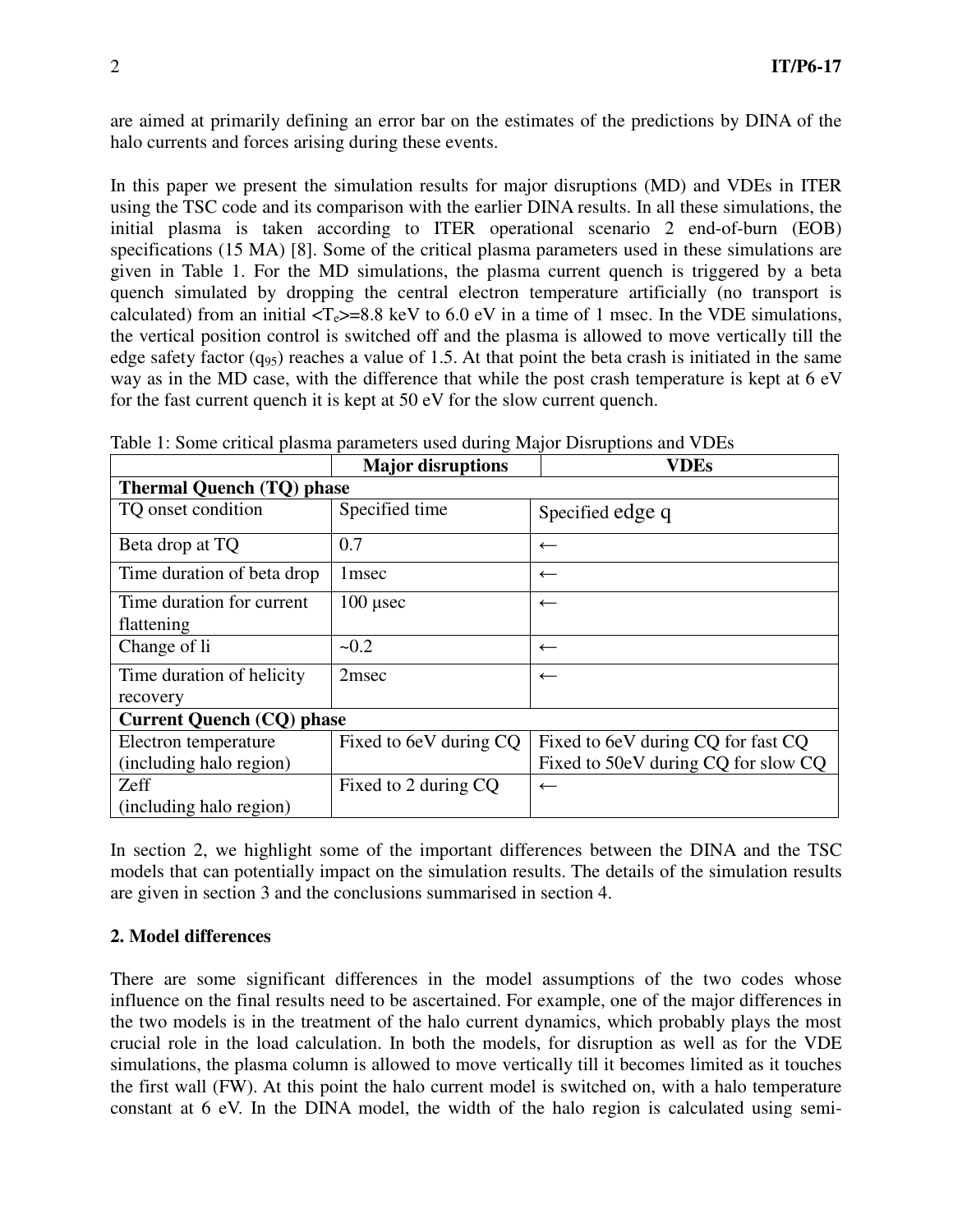are aimed at primarily defining an error bar on the estimates of the predictions by DINA of the halo currents and forces arising during these events.

In this paper we present the simulation results for major disruptions (MD) and VDEs in ITER using the TSC code and its comparison with the earlier DINA results. In all these simulations, the initial plasma is taken according to ITER operational scenario 2 end-of-burn (EOB) specifications (15 MA) [8]. Some of the critical plasma parameters used in these simulations are given in Table 1. For the MD simulations, the plasma current quench is triggered by a beta quench simulated by dropping the central electron temperature artificially (no transport is calculated) from an initial $<T_e>$=8.8 keV to 6.0 eV in a time of 1 msec. In the VDE simulations, the vertical position control is switched off and the plasma is allowed to move vertically till the edge safety factor ($q_{95}$) reaches a value of 1.5. At that point the beta crash is initiated in the same way as in the MD case, with the difference that while the post crash temperature is kept at 6 eV for the fast current quench it is kept at 50 eV for the slow current quench.

Table 1: Some critical plasma parameters used during Major Disruptions and VDEs

| | **Major disruptions** | **VDEs** |
|---|---|---|
| **Thermal Quench (TQ) phase** | | |
| TQ onset condition | Specified time | Specified edge q |
| Beta drop at TQ | 0.7 | ← |
| Time duration of beta drop | 1msec | ← |
| Time duration for current flattening | 100 μsec | ← |
| Change of li | ~0.2 | ← |
| Time duration of helicity recovery | 2msec | ← |
| **Current Quench (CQ) phase** | | |
| Electron temperature (including halo region) | Fixed to 6eV during CQ | Fixed to 6eV during CQ for fast CQ<br>Fixed to 50eV during CQ for slow CQ |
| Zeff (including halo region) | Fixed to 2 during CQ | ← |

In section 2, we highlight some of the important differences between the DINA and the TSC models that can potentially impact on the simulation results. The details of the simulation results are given in section 3 and the conclusions summarised in section 4.

## 2. Model differences

There are some significant differences in the model assumptions of the two codes whose influence on the final results need to be ascertained. For example, one of the major differences in the two models is in the treatment of the halo current dynamics, which probably plays the most crucial role in the load calculation. In both the models, for disruption as well as for the VDE simulations, the plasma column is allowed to move vertically till it becomes limited as it touches the first wall (FW). At this point the halo current model is switched on, with a halo temperature constant at 6 eV. In the DINA model, the width of the halo region is calculated using semi-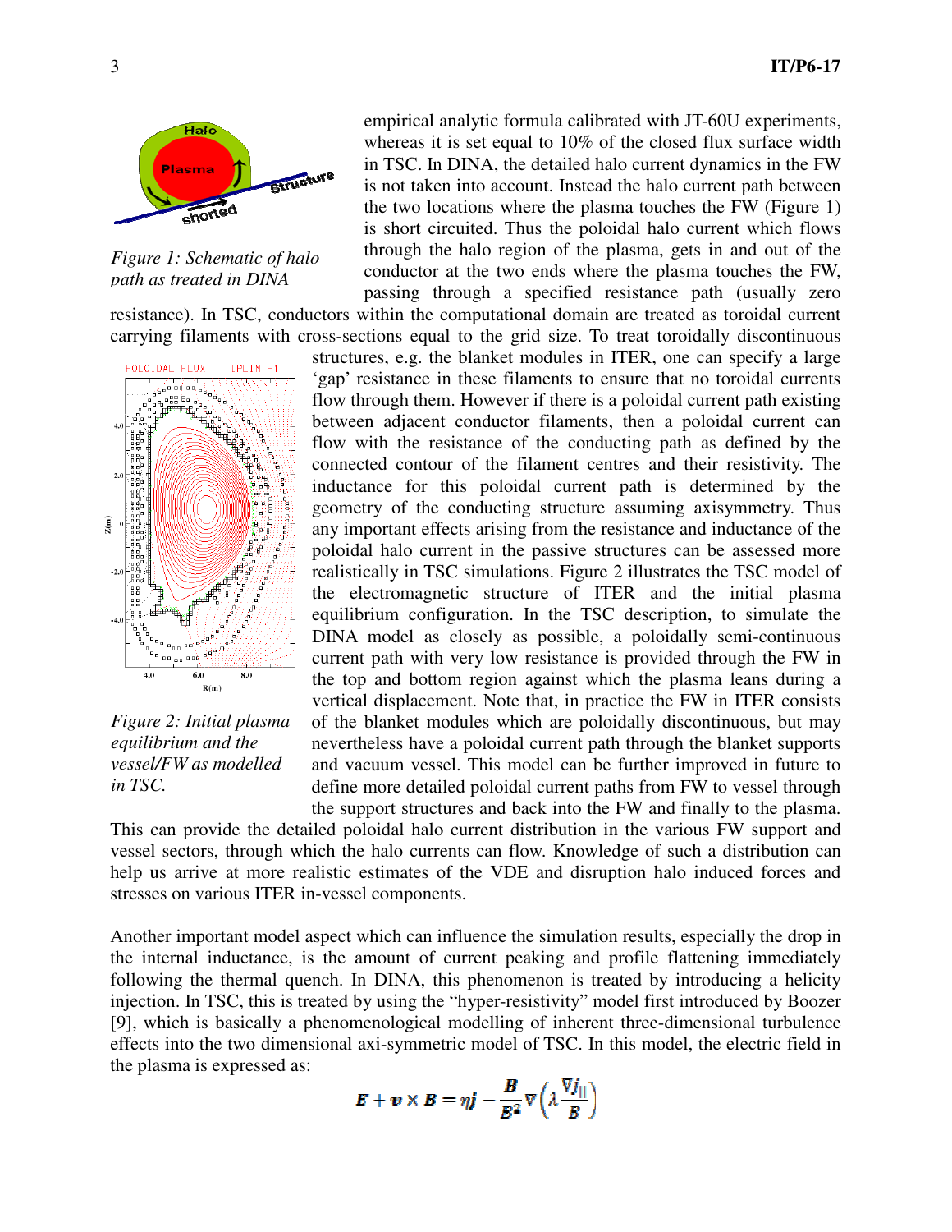empirical analytic formula calibrated with JT-60U experiments, whereas it is set equal to 10% of the closed flux surface width in TSC. In DINA, the detailed halo current dynamics in the FW is not taken into account. Instead the halo current path between the two locations where the plasma touches the FW (Figure 1) is short circuited. Thus the poloidal halo current which flows through the halo region of the plasma, gets in and out of the conductor at the two ends where the plasma touches the FW, passing through a specified resistance path (usually zero resistance). In TSC, conductors within the computational domain are treated as toroidal current carrying filaments with cross-sections equal to the grid size. To treat toroidally discontinuous structures, e.g. the blanket modules in ITER, one can specify a large 'gap' resistance in these filaments to ensure that no toroidal currents flow through them. However if there is a poloidal current path existing between adjacent conductor filaments, then a poloidal current can flow with the resistance of the conducting path as defined by the connected contour of the filament centres and their resistivity. The inductance for this poloidal current path is determined by the geometry of the conducting structure assuming axisymmetry. Thus any important effects arising from the resistance and inductance of the poloidal halo current in the passive structures can be assessed more realistically in TSC simulations. Figure 2 illustrates the TSC model of the electromagnetic structure of ITER and the initial plasma equilibrium configuration. In the TSC description, to simulate the DINA model as closely as possible, a poloidally semi-continuous current path with very low resistance is provided through the FW in the top and bottom region against which the plasma leans during a vertical displacement. Note that, in practice the FW in ITER consists of the blanket modules which are poloidally discontinuous, but may nevertheless have a poloidal current path through the blanket supports and vacuum vessel. This model can be further improved in future to define more detailed poloidal current paths from FW to vessel through the support structures and back into the FW and finally to the plasma. This can provide the detailed poloidal halo current distribution in the various FW support and vessel sectors, through which the halo currents can flow. Knowledge of such a distribution can help us arrive at more realistic estimates of the VDE and disruption halo induced forces and stresses on various ITER in-vessel components.

*Figure 1: Schematic of halo path as treated in DINA*

*Figure 2: Initial plasma equilibrium and the vessel/FW as modelled in TSC.*

Another important model aspect which can influence the simulation results, especially the drop in the internal inductance, is the amount of current peaking and profile flattening immediately following the thermal quench. In DINA, this phenomenon is treated by introducing a helicity injection. In TSC, this is treated by using the "hyper-resistivity" model first introduced by Boozer [9], which is basically a phenomenological modelling of inherent three-dimensional turbulence effects into the two dimensional axi-symmetric model of TSC. In this model, the electric field in the plasma is expressed as:

$$\boldsymbol{E} + \boldsymbol{v} \times \boldsymbol{B} = \eta \boldsymbol{j} - \frac{\boldsymbol{B}}{B^2} \nabla \left( \lambda \frac{\nabla j_{\parallel}}{B} \right)$$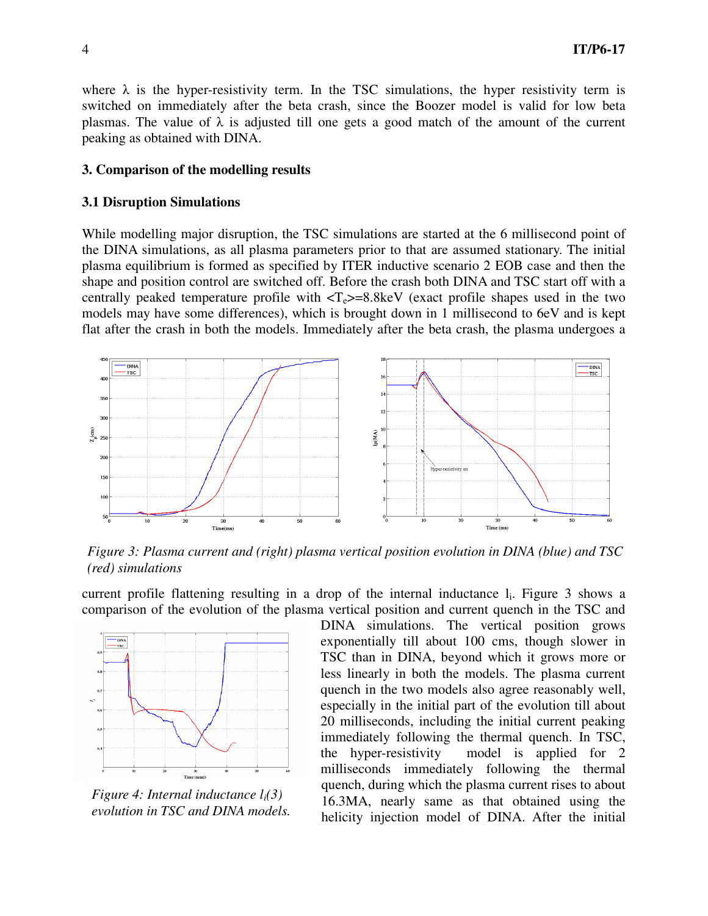where λ is the hyper-resistivity term. In the TSC simulations, the hyper resistivity term is switched on immediately after the beta crash, since the Boozer model is valid for low beta plasmas. The value of λ is adjusted till one gets a good match of the amount of the current peaking as obtained with DINA.

## 3. Comparison of the modelling results

### 3.1 Disruption Simulations

While modelling major disruption, the TSC simulations are started at the 6 millisecond point of the DINA simulations, as all plasma parameters prior to that are assumed stationary. The initial plasma equilibrium is formed as specified by ITER inductive scenario 2 EOB case and then the shape and position control are switched off. Before the crash both DINA and TSC start off with a centrally peaked temperature profile with $\langle T_e \rangle$=8.8keV (exact profile shapes used in the two models may have some differences), which is brought down in 1 millisecond to 6eV and is kept flat after the crash in both the models. Immediately after the beta crash, the plasma undergoes a current profile flattening resulting in a drop of the internal inductance $l_i$. Figure 3 shows a comparison of the evolution of the plasma vertical position and current quench in the TSC and DINA simulations. The vertical position grows exponentially till about 100 cms, though slower in TSC than in DINA, beyond which it grows more or less linearly in both the models. The plasma current quench in the two models also agree reasonably well, especially in the initial part of the evolution till about 20 milliseconds, including the initial current peaking immediately following the thermal quench. In TSC, the hyper-resistivity model is applied for 2 milliseconds immediately following the thermal quench, during which the plasma current rises to about 16.3MA, nearly same as that obtained using the helicity injection model of DINA. After the initial

*Figure 3: Plasma current and (right) plasma vertical position evolution in DINA (blue) and TSC (red) simulations*

*Figure 4: Internal inductance $l_i(3)$ evolution in TSC and DINA models.*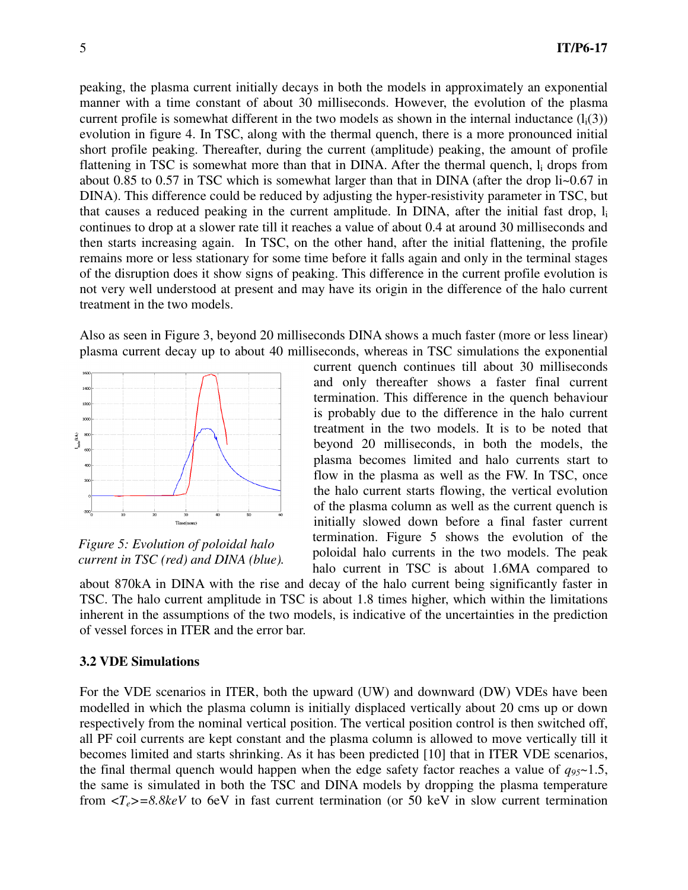peaking, the plasma current initially decays in both the models in approximately an exponential manner with a time constant of about 30 milliseconds. However, the evolution of the plasma current profile is somewhat different in the two models as shown in the internal inductance ($l_i(3)$) evolution in figure 4. In TSC, along with the thermal quench, there is a more pronounced initial short profile peaking. Thereafter, during the current (amplitude) peaking, the amount of profile flattening in TSC is somewhat more than that in DINA. After the thermal quench, $l_i$ drops from about 0.85 to 0.57 in TSC which is somewhat larger than that in DINA (after the drop li~0.67 in DINA). This difference could be reduced by adjusting the hyper-resistivity parameter in TSC, but that causes a reduced peaking in the current amplitude. In DINA, after the initial fast drop, $l_i$ continues to drop at a slower rate till it reaches a value of about 0.4 at around 30 milliseconds and then starts increasing again. In TSC, on the other hand, after the initial flattening, the profile remains more or less stationary for some time before it falls again and only in the terminal stages of the disruption does it show signs of peaking. This difference in the current profile evolution is not very well understood at present and may have its origin in the difference of the halo current treatment in the two models.

Also as seen in Figure 3, beyond 20 milliseconds DINA shows a much faster (more or less linear) plasma current decay up to about 40 milliseconds, whereas in TSC simulations the exponential current quench continues till about 30 milliseconds and only thereafter shows a faster final current termination. This difference in the quench behaviour is probably due to the difference in the halo current treatment in the two models. It is to be noted that beyond 20 milliseconds, in both the models, the plasma becomes limited and halo currents start to flow in the plasma as well as the FW. In TSC, once the halo current starts flowing, the vertical evolution of the plasma column as well as the current quench is initially slowed down before a final faster current termination. Figure 5 shows the evolution of the poloidal halo currents in the two models. The peak halo current in TSC is about 1.6MA compared to about 870kA in DINA with the rise and decay of the halo current being significantly faster in TSC. The halo current amplitude in TSC is about 1.8 times higher, which within the limitations inherent in the assumptions of the two models, is indicative of the uncertainties in the prediction of vessel forces in ITER and the error bar.

*Figure 5: Evolution of poloidal halo current in TSC (red) and DINA (blue).*

### 3.2 VDE Simulations

For the VDE scenarios in ITER, both the upward (UW) and downward (DW) VDEs have been modelled in which the plasma column is initially displaced vertically about 20 cms up or down respectively from the nominal vertical position. The vertical position control is then switched off, all PF coil currents are kept constant and the plasma column is allowed to move vertically till it becomes limited and starts shrinking. As it has been predicted [10] that in ITER VDE scenarios, the final thermal quench would happen when the edge safety factor reaches a value of $q_{95}$~1.5, the same is simulated in both the TSC and DINA models by dropping the plasma temperature from $<T_e>=8.8keV$ to 6eV in fast current termination (or 50 keV in slow current termination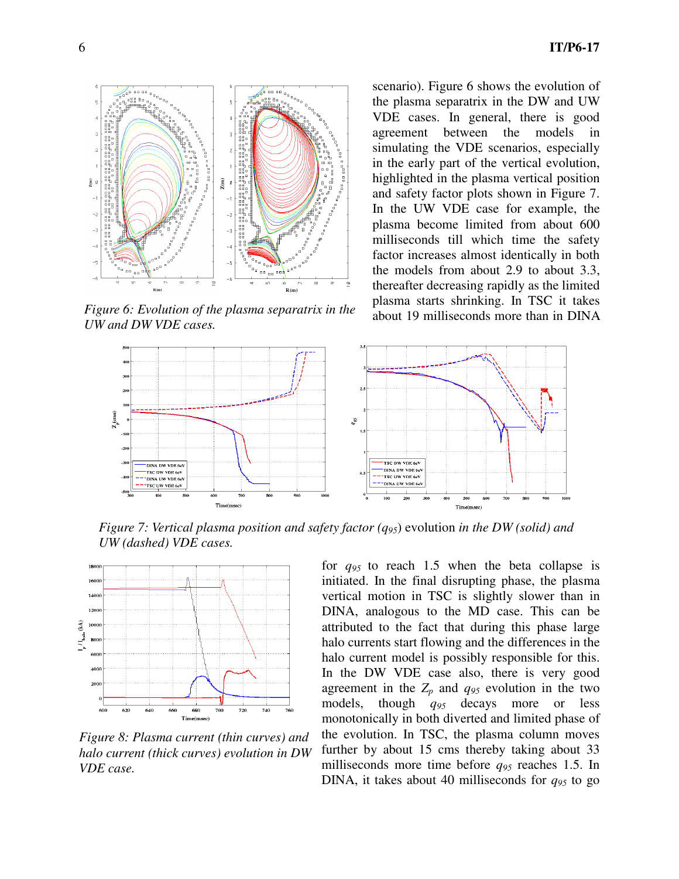scenario). Figure 6 shows the evolution of the plasma separatrix in the DW and UW VDE cases. In general, there is good agreement between the models in simulating the VDE scenarios, especially in the early part of the vertical evolution, highlighted in the plasma vertical position and safety factor plots shown in Figure 7. In the UW VDE case for example, the plasma become limited from about 600 milliseconds till which time the safety factor increases almost identically in both the models from about 2.9 to about 3.3, thereafter decreasing rapidly as the limited plasma starts shrinking. In TSC it takes about 19 milliseconds more than in DINA

*Figure 6: Evolution of the plasma separatrix in the UW and DW VDE cases.*

*Figure 7: Vertical plasma position and safety factor ($q_{95}$)* evolution *in the DW (solid) and UW (dashed) VDE cases.*

for $q_{95}$ to reach 1.5 when the beta collapse is initiated. In the final disrupting phase, the plasma vertical motion in TSC is slightly slower than in DINA, analogous to the MD case. This can be attributed to the fact that during this phase large halo currents start flowing and the differences in the halo current model is possibly responsible for this. In the DW VDE case also, there is very good agreement in the $Z_p$ and $q_{95}$ evolution in the two models, though $q_{95}$ decays more or less monotonically in both diverted and limited phase of the evolution. In TSC, the plasma column moves further by about 15 cms thereby taking about 33 milliseconds more time before $q_{95}$ reaches 1.5. In DINA, it takes about 40 milliseconds for $q_{95}$ to go

*Figure 8: Plasma current (thin curves) and halo current (thick curves) evolution in DW VDE case.*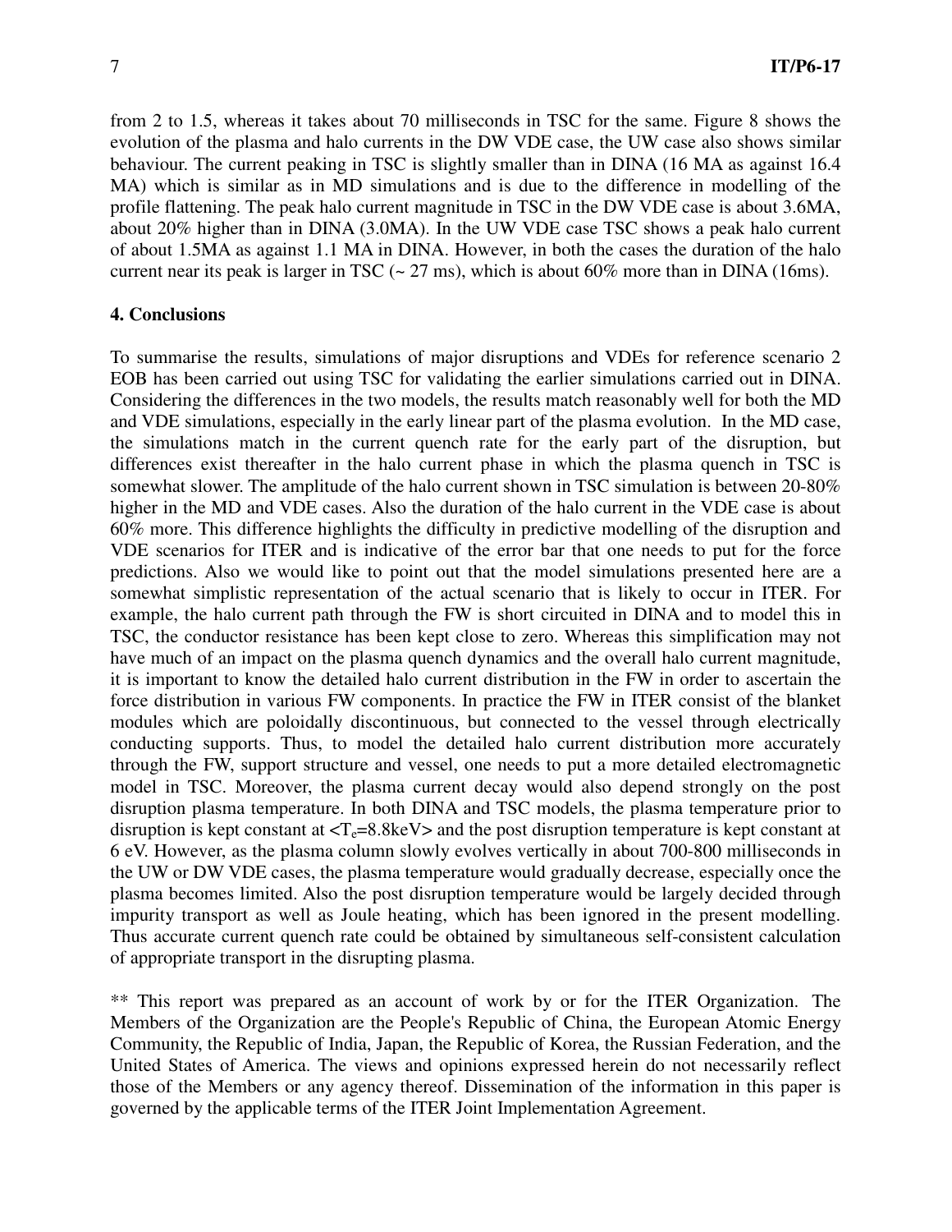from 2 to 1.5, whereas it takes about 70 milliseconds in TSC for the same. Figure 8 shows the evolution of the plasma and halo currents in the DW VDE case, the UW case also shows similar behaviour. The current peaking in TSC is slightly smaller than in DINA (16 MA as against 16.4 MA) which is similar as in MD simulations and is due to the difference in modelling of the profile flattening. The peak halo current magnitude in TSC in the DW VDE case is about 3.6MA, about 20% higher than in DINA (3.0MA). In the UW VDE case TSC shows a peak halo current of about 1.5MA as against 1.1 MA in DINA. However, in both the cases the duration of the halo current near its peak is larger in TSC (~ 27 ms), which is about 60% more than in DINA (16ms).

## 4. Conclusions

To summarise the results, simulations of major disruptions and VDEs for reference scenario 2 EOB has been carried out using TSC for validating the earlier simulations carried out in DINA. Considering the differences in the two models, the results match reasonably well for both the MD and VDE simulations, especially in the early linear part of the plasma evolution. In the MD case, the simulations match in the current quench rate for the early part of the disruption, but differences exist thereafter in the halo current phase in which the plasma quench in TSC is somewhat slower. The amplitude of the halo current shown in TSC simulation is between 20-80% higher in the MD and VDE cases. Also the duration of the halo current in the VDE case is about 60% more. This difference highlights the difficulty in predictive modelling of the disruption and VDE scenarios for ITER and is indicative of the error bar that one needs to put for the force predictions. Also we would like to point out that the model simulations presented here are a somewhat simplistic representation of the actual scenario that is likely to occur in ITER. For example, the halo current path through the FW is short circuited in DINA and to model this in TSC, the conductor resistance has been kept close to zero. Whereas this simplification may not have much of an impact on the plasma quench dynamics and the overall halo current magnitude, it is important to know the detailed halo current distribution in the FW in order to ascertain the force distribution in various FW components. In practice the FW in ITER consist of the blanket modules which are poloidally discontinuous, but connected to the vessel through electrically conducting supports. Thus, to model the detailed halo current distribution more accurately through the FW, support structure and vessel, one needs to put a more detailed electromagnetic model in TSC. Moreover, the plasma current decay would also depend strongly on the post disruption plasma temperature. In both DINA and TSC models, the plasma temperature prior to disruption is kept constant at $\langle T_e$=8.8keV$\rangle$ and the post disruption temperature is kept constant at 6 eV. However, as the plasma column slowly evolves vertically in about 700-800 milliseconds in the UW or DW VDE cases, the plasma temperature would gradually decrease, especially once the plasma becomes limited. Also the post disruption temperature would be largely decided through impurity transport as well as Joule heating, which has been ignored in the present modelling. Thus accurate current quench rate could be obtained by simultaneous self-consistent calculation of appropriate transport in the disrupting plasma.

** This report was prepared as an account of work by or for the ITER Organization. The Members of the Organization are the People's Republic of China, the European Atomic Energy Community, the Republic of India, Japan, the Republic of Korea, the Russian Federation, and the United States of America. The views and opinions expressed herein do not necessarily reflect those of the Members or any agency thereof. Dissemination of the information in this paper is governed by the applicable terms of the ITER Joint Implementation Agreement.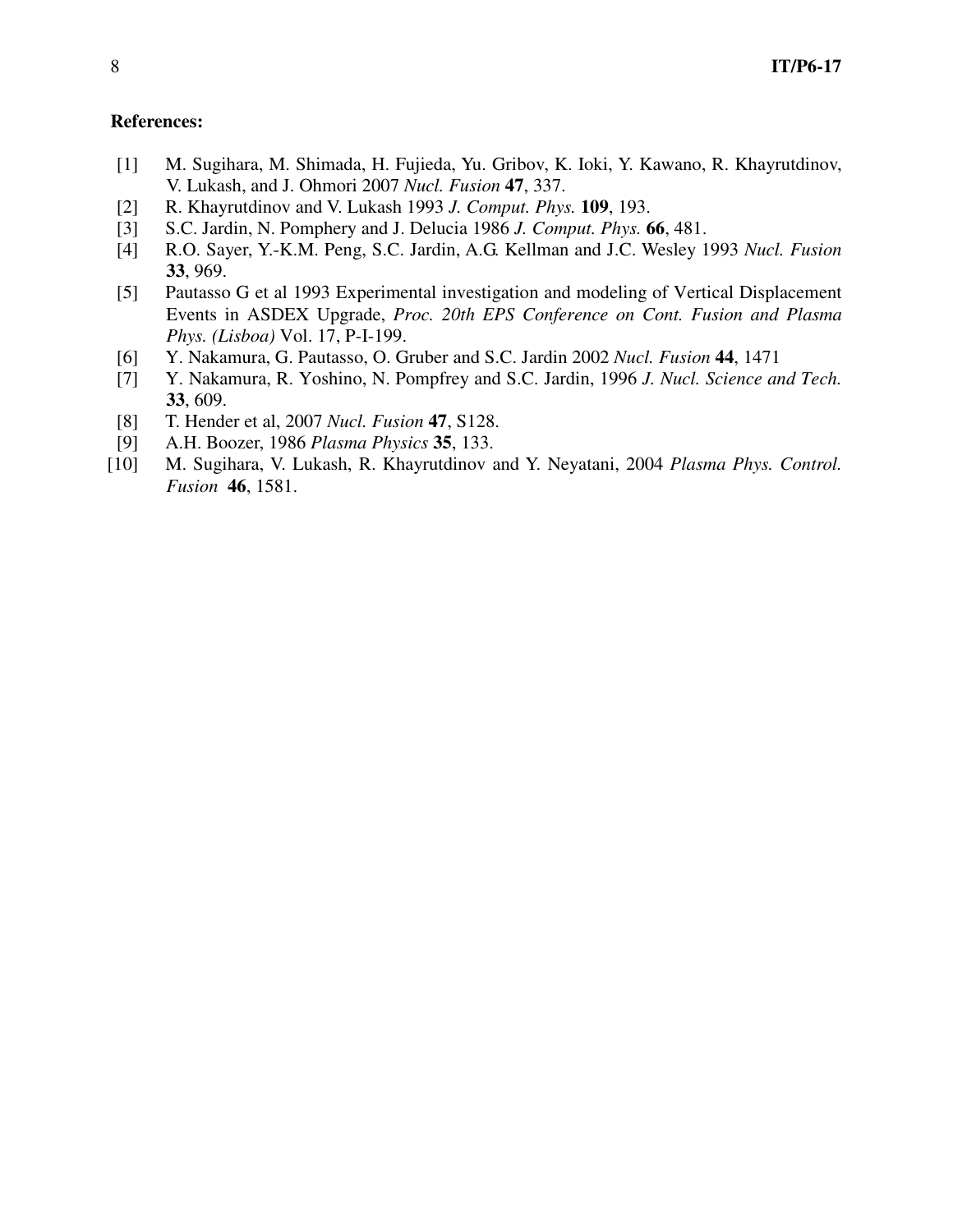**References:**

[1] M. Sugihara, M. Shimada, H. Fujieda, Yu. Gribov, K. Ioki, Y. Kawano, R. Khayrutdinov, V. Lukash, and J. Ohmori 2007 *Nucl. Fusion* **47**, 337.

[2] R. Khayrutdinov and V. Lukash 1993 *J. Comput. Phys.* **109**, 193.

[3] S.C. Jardin, N. Pomphery and J. Delucia 1986 *J. Comput. Phys.* **66**, 481.

[4] R.O. Sayer, Y.-K.M. Peng, S.C. Jardin, A.G. Kellman and J.C. Wesley 1993 *Nucl. Fusion* **33**, 969.

[5] Pautasso G et al 1993 Experimental investigation and modeling of Vertical Displacement Events in ASDEX Upgrade, *Proc. 20th EPS Conference on Cont. Fusion and Plasma Phys. (Lisboa)* Vol. 17, P-I-199.

[6] Y. Nakamura, G. Pautasso, O. Gruber and S.C. Jardin 2002 *Nucl. Fusion* **44**, 1471

[7] Y. Nakamura, R. Yoshino, N. Pompfrey and S.C. Jardin, 1996 *J. Nucl. Science and Tech.* **33**, 609.

[8] T. Hender et al, 2007 *Nucl. Fusion* **47**, S128.

[9] A.H. Boozer, 1986 *Plasma Physics* **35**, 133.

[10] M. Sugihara, V. Lukash, R. Khayrutdinov and Y. Neyatani, 2004 *Plasma Phys. Control. Fusion* **46**, 1581.